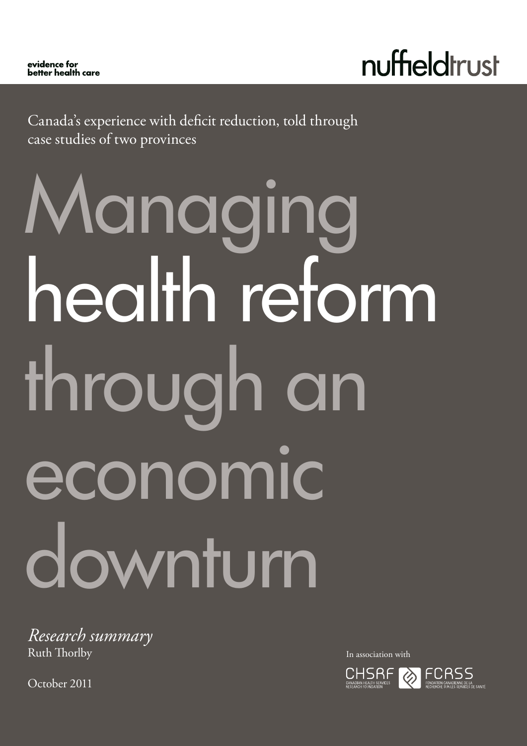evidence for better health care

nuffieldtrust

Canada's experience with deficit reduction, told through case studies of two provinces

# Managing health reform through an economic downturn

*Research summary*
Ruth Thorlby

October 2011

In association with

CHSRF FCRSS
CANADIAN HEALTH SERVICES RESEARCH FOUNDATION
FONDATION CANADIENNE DE LA RECHERCHE SUR LES SERVICES DE SANTÉ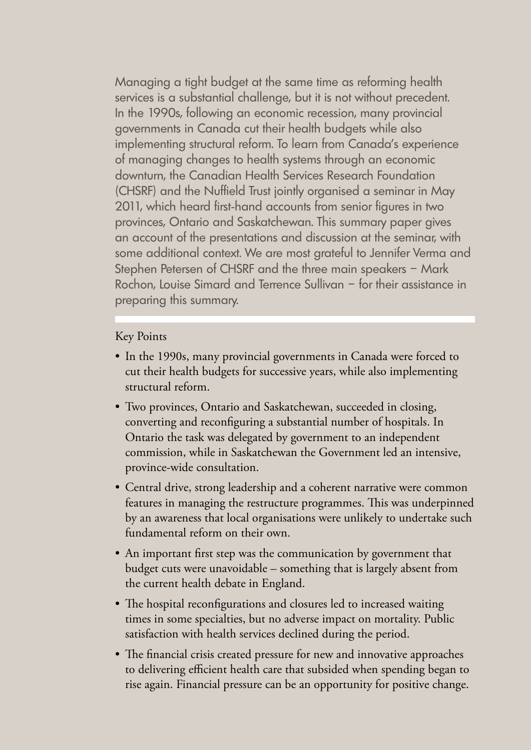Managing a tight budget at the same time as reforming health services is a substantial challenge, but it is not without precedent. In the 1990s, following an economic recession, many provincial governments in Canada cut their health budgets while also implementing structural reform. To learn from Canada's experience of managing changes to health systems through an economic downturn, the Canadian Health Services Research Foundation (CHSRF) and the Nuffield Trust jointly organised a seminar in May 2011, which heard first-hand accounts from senior figures in two provinces, Ontario and Saskatchewan. This summary paper gives an account of the presentations and discussion at the seminar, with some additional context. We are most grateful to Jennifer Verma and Stephen Petersen of CHSRF and the three main speakers – Mark Rochon, Louise Simard and Terrence Sullivan – for their assistance in preparing this summary.

---

## Key Points

- In the 1990s, many provincial governments in Canada were forced to cut their health budgets for successive years, while also implementing structural reform.
- Two provinces, Ontario and Saskatchewan, succeeded in closing, converting and reconfiguring a substantial number of hospitals. In Ontario the task was delegated by government to an independent commission, while in Saskatchewan the Government led an intensive, province-wide consultation.
- Central drive, strong leadership and a coherent narrative were common features in managing the restructure programmes. This was underpinned by an awareness that local organisations were unlikely to undertake such fundamental reform on their own.
- An important first step was the communication by government that budget cuts were unavoidable – something that is largely absent from the current health debate in England.
- The hospital reconfigurations and closures led to increased waiting times in some specialties, but no adverse impact on mortality. Public satisfaction with health services declined during the period.
- The financial crisis created pressure for new and innovative approaches to delivering efficient health care that subsided when spending began to rise again. Financial pressure can be an opportunity for positive change.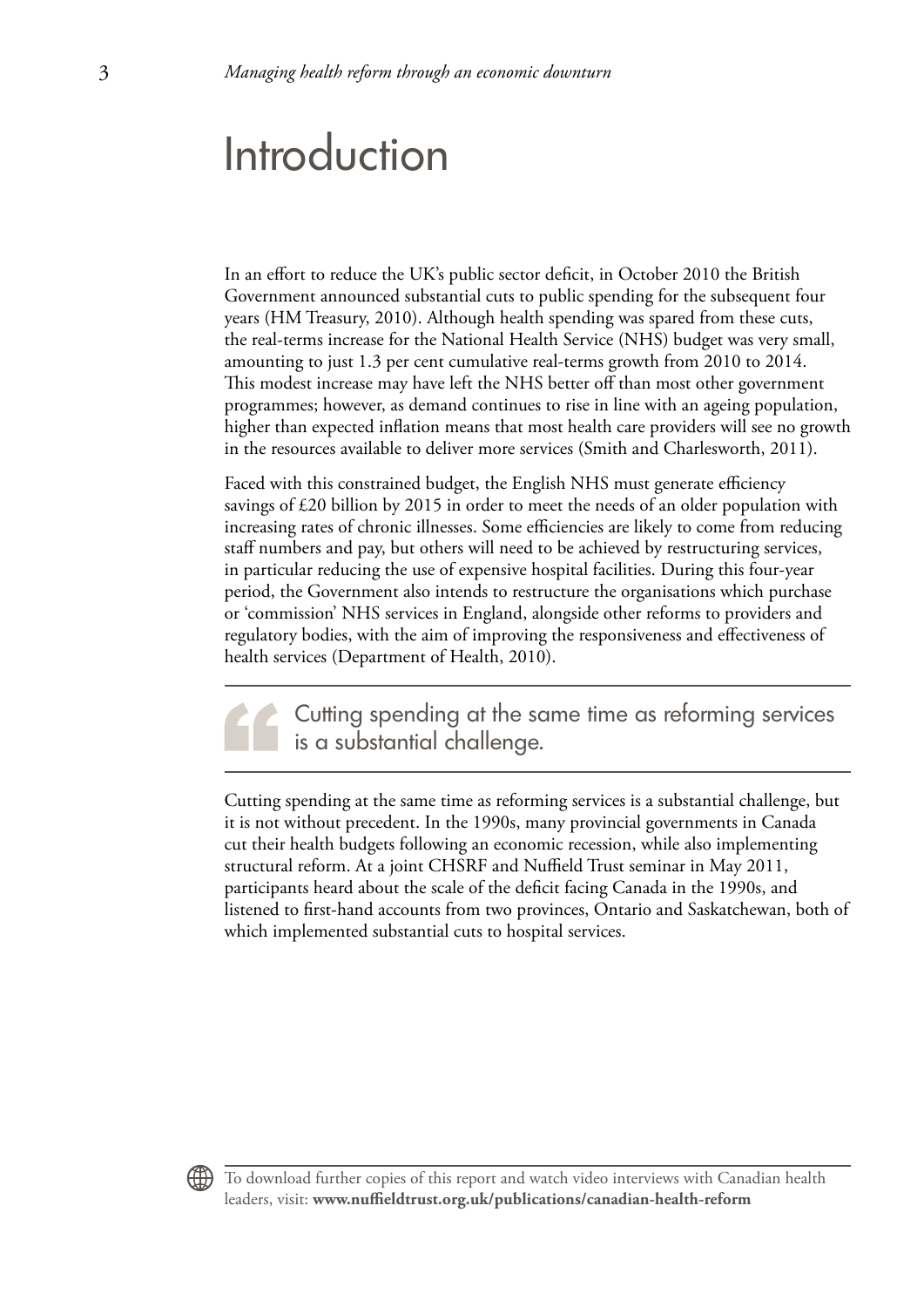# Introduction

In an effort to reduce the UK's public sector deficit, in October 2010 the British Government announced substantial cuts to public spending for the subsequent four years (HM Treasury, 2010). Although health spending was spared from these cuts, the real-terms increase for the National Health Service (NHS) budget was very small, amounting to just 1.3 per cent cumulative real-terms growth from 2010 to 2014. This modest increase may have left the NHS better off than most other government programmes; however, as demand continues to rise in line with an ageing population, higher than expected inflation means that most health care providers will see no growth in the resources available to deliver more services (Smith and Charlesworth, 2011).

Faced with this constrained budget, the English NHS must generate efficiency savings of £20 billion by 2015 in order to meet the needs of an older population with increasing rates of chronic illnesses. Some efficiencies are likely to come from reducing staff numbers and pay, but others will need to be achieved by restructuring services, in particular reducing the use of expensive hospital facilities. During this four-year period, the Government also intends to restructure the organisations which purchase or 'commission' NHS services in England, alongside other reforms to providers and regulatory bodies, with the aim of improving the responsiveness and effectiveness of health services (Department of Health, 2010).

> Cutting spending at the same time as reforming services is a substantial challenge.

Cutting spending at the same time as reforming services is a substantial challenge, but it is not without precedent. In the 1990s, many provincial governments in Canada cut their health budgets following an economic recession, while also implementing structural reform. At a joint CHSRF and Nuffield Trust seminar in May 2011, participants heard about the scale of the deficit facing Canada in the 1990s, and listened to first-hand accounts from two provinces, Ontario and Saskatchewan, both of which implemented substantial cuts to hospital services.

To download further copies of this report and watch video interviews with Canadian health leaders, visit: **www.nuffieldtrust.org.uk/publications/canadian-health-reform**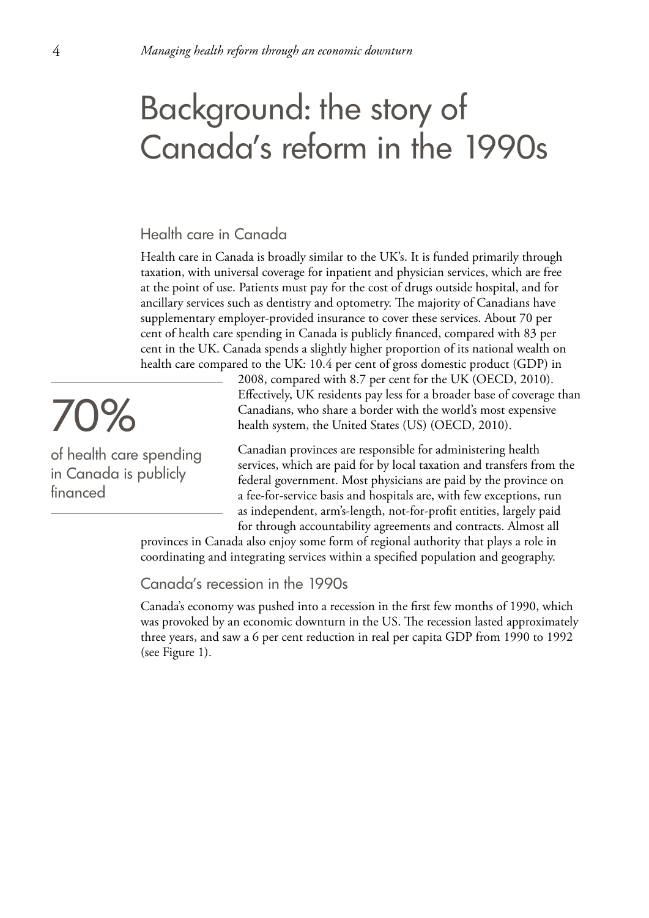# Background: the story of Canada's reform in the 1990s

## Health care in Canada

Health care in Canada is broadly similar to the UK's. It is funded primarily through taxation, with universal coverage for inpatient and physician services, which are free at the point of use. Patients must pay for the cost of drugs outside hospital, and for ancillary services such as dentistry and optometry. The majority of Canadians have supplementary employer-provided insurance to cover these services. About 70 per cent of health care spending in Canada is publicly financed, compared with 83 per cent in the UK. Canada spends a slightly higher proportion of its national wealth on health care compared to the UK: 10.4 per cent of gross domestic product (GDP) in 2008, compared with 8.7 per cent for the UK (OECD, 2010). Effectively, UK residents pay less for a broader base of coverage than Canadians, who share a border with the world's most expensive health system, the United States (US) (OECD, 2010).

> **70%**
>
> of health care spending in Canada is publicly financed

Canadian provinces are responsible for administering health services, which are paid for by local taxation and transfers from the federal government. Most physicians are paid by the province on a fee-for-service basis and hospitals are, with few exceptions, run as independent, arm's-length, not-for-profit entities, largely paid for through accountability agreements and contracts. Almost all provinces in Canada also enjoy some form of regional authority that plays a role in coordinating and integrating services within a specified population and geography.

## Canada's recession in the 1990s

Canada's economy was pushed into a recession in the first few months of 1990, which was provoked by an economic downturn in the US. The recession lasted approximately three years, and saw a 6 per cent reduction in real per capita GDP from 1990 to 1992 (see Figure 1).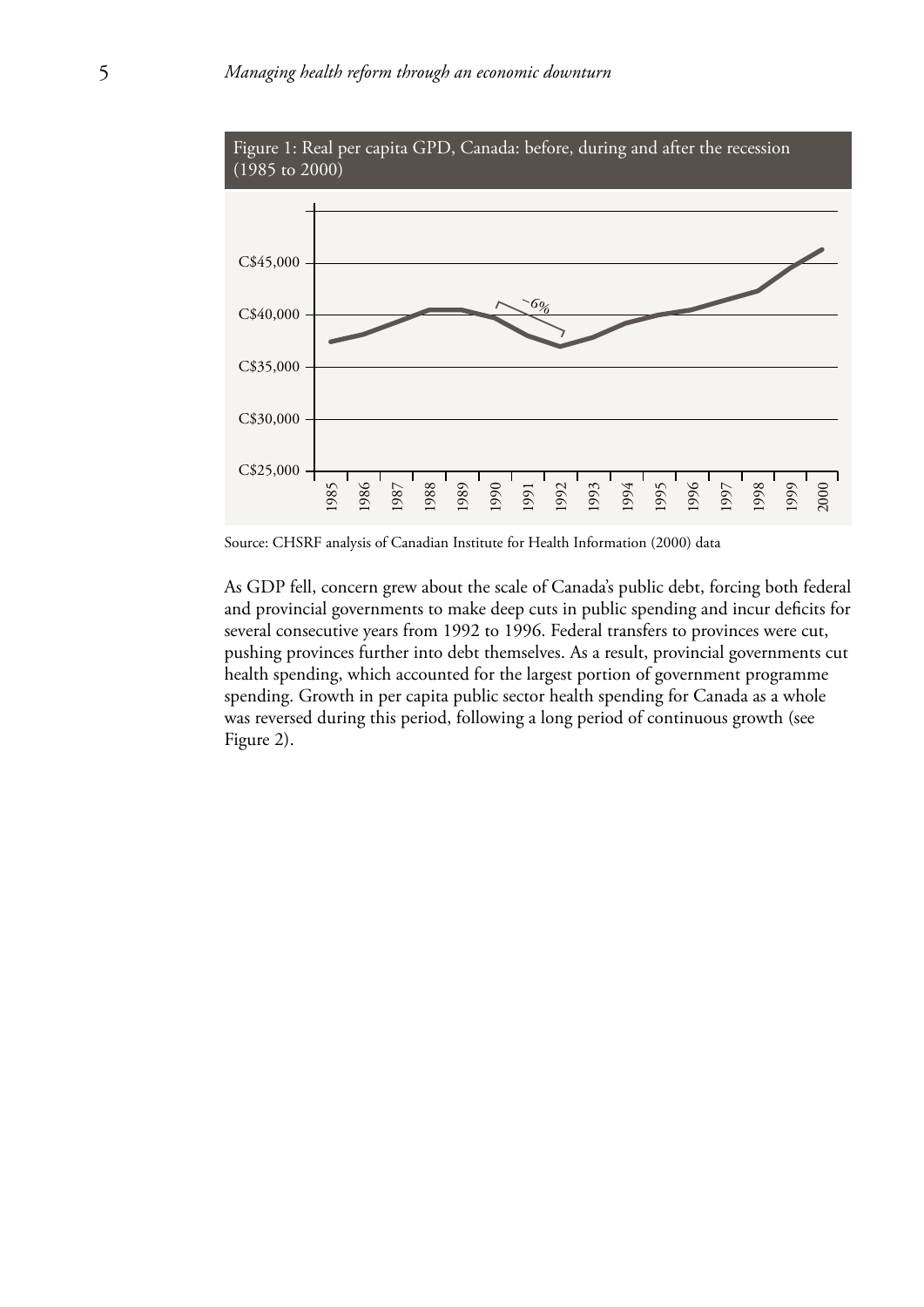Figure 1: Real per capita GPD, Canada: before, during and after the recession (1985 to 2000)

Source: CHSRF analysis of Canadian Institute for Health Information (2000) data

As GDP fell, concern grew about the scale of Canada's public debt, forcing both federal and provincial governments to make deep cuts in public spending and incur deficits for several consecutive years from 1992 to 1996. Federal transfers to provinces were cut, pushing provinces further into debt themselves. As a result, provincial governments cut health spending, which accounted for the largest portion of government programme spending. Growth in per capita public sector health spending for Canada as a whole was reversed during this period, following a long period of continuous growth (see Figure 2).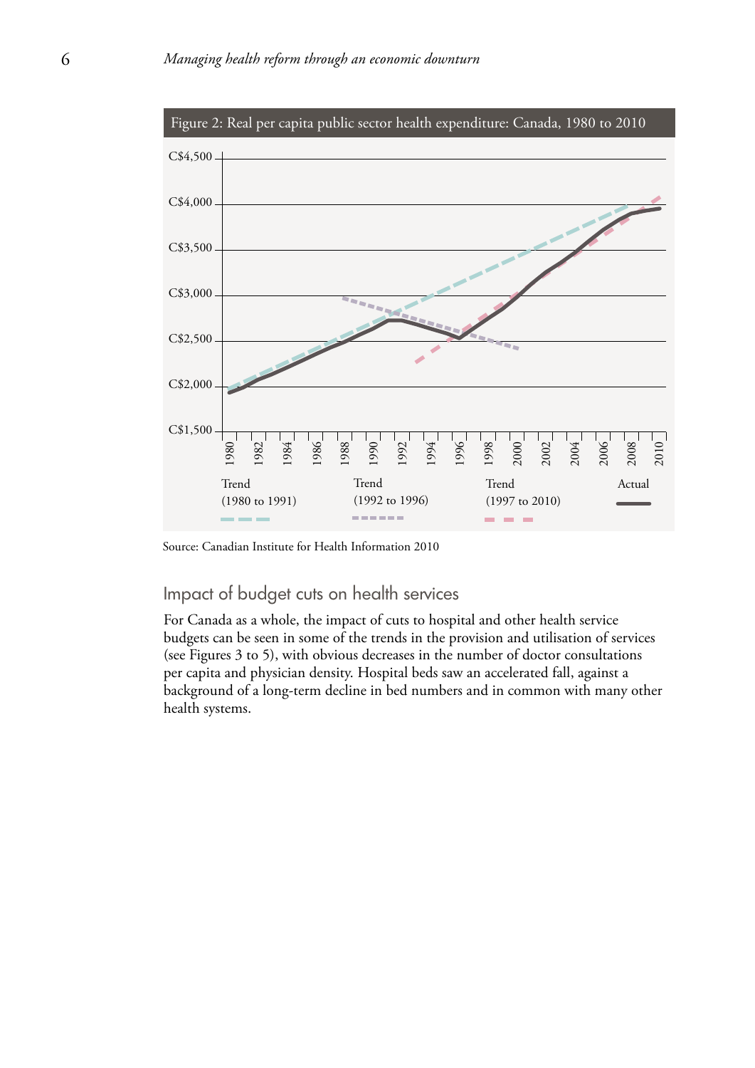Figure 2: Real per capita public sector health expenditure: Canada, 1980 to 2010

Source: Canadian Institute for Health Information 2010

## Impact of budget cuts on health services

For Canada as a whole, the impact of cuts to hospital and other health service budgets can be seen in some of the trends in the provision and utilisation of services (see Figures 3 to 5), with obvious decreases in the number of doctor consultations per capita and physician density. Hospital beds saw an accelerated fall, against a background of a long-term decline in bed numbers and in common with many other health systems.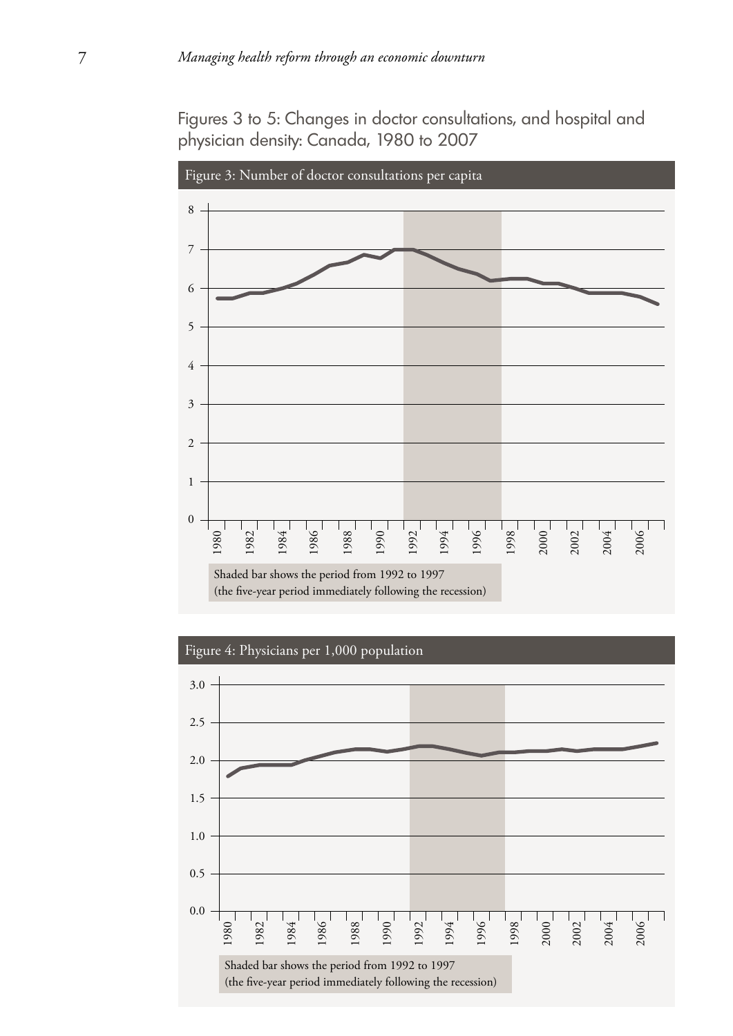## Figures 3 to 5: Changes in doctor consultations, and hospital and physician density: Canada, 1980 to 2007

### Figure 3: Number of doctor consultations per capita

Shaded bar shows the period from 1992 to 1997 (the five-year period immediately following the recession)

### Figure 4: Physicians per 1,000 population

Shaded bar shows the period from 1992 to 1997 (the five-year period immediately following the recession)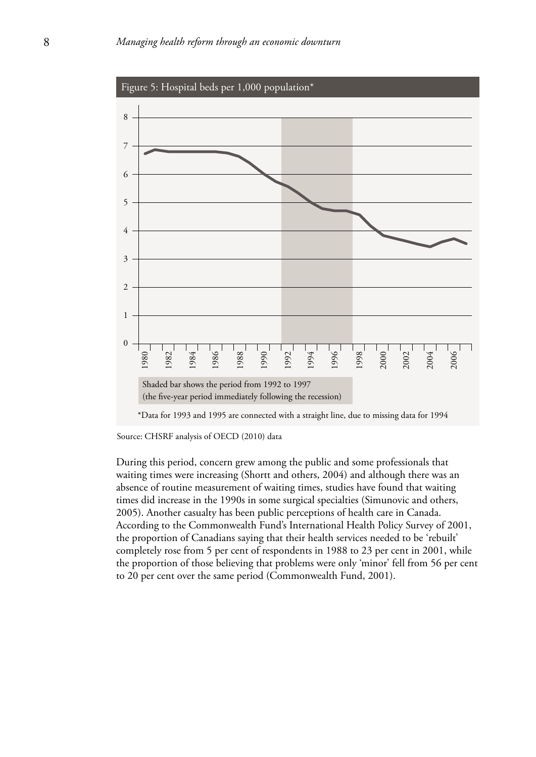Figure 5: Hospital beds per 1,000 population*

Shaded bar shows the period from 1992 to 1997 (the five-year period immediately following the recession)

*Data for 1993 and 1995 are connected with a straight line, due to missing data for 1994

Source: CHSRF analysis of OECD (2010) data

During this period, concern grew among the public and some professionals that waiting times were increasing (Shortt and others, 2004) and although there was an absence of routine measurement of waiting times, studies have found that waiting times did increase in the 1990s in some surgical specialties (Simunovic and others, 2005). Another casualty has been public perceptions of health care in Canada. According to the Commonwealth Fund's International Health Policy Survey of 2001, the proportion of Canadians saying that their health services needed to be 'rebuilt' completely rose from 5 per cent of respondents in 1988 to 23 per cent in 2001, while the proportion of those believing that problems were only 'minor' fell from 56 per cent to 20 per cent over the same period (Commonwealth Fund, 2001).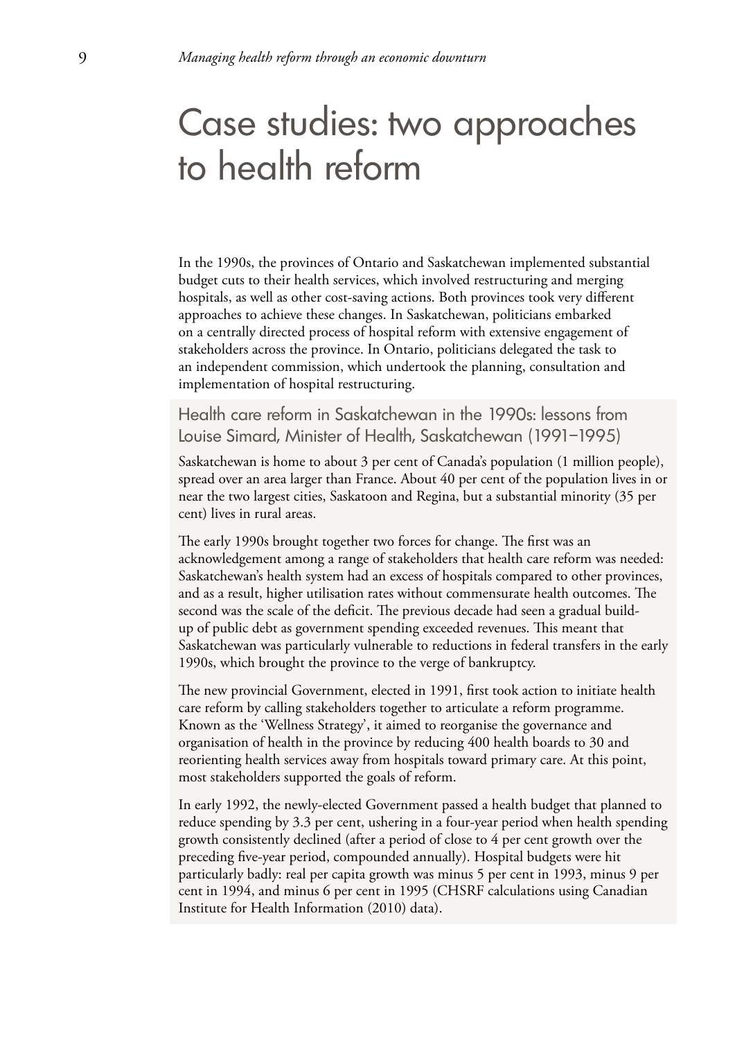# Case studies: two approaches to health reform

In the 1990s, the provinces of Ontario and Saskatchewan implemented substantial budget cuts to their health services, which involved restructuring and merging hospitals, as well as other cost-saving actions. Both provinces took very different approaches to achieve these changes. In Saskatchewan, politicians embarked on a centrally directed process of hospital reform with extensive engagement of stakeholders across the province. In Ontario, politicians delegated the task to an independent commission, which undertook the planning, consultation and implementation of hospital restructuring.

## Health care reform in Saskatchewan in the 1990s: lessons from Louise Simard, Minister of Health, Saskatchewan (1991–1995)

Saskatchewan is home to about 3 per cent of Canada's population (1 million people), spread over an area larger than France. About 40 per cent of the population lives in or near the two largest cities, Saskatoon and Regina, but a substantial minority (35 per cent) lives in rural areas.

The early 1990s brought together two forces for change. The first was an acknowledgement among a range of stakeholders that health care reform was needed: Saskatchewan's health system had an excess of hospitals compared to other provinces, and as a result, higher utilisation rates without commensurate health outcomes. The second was the scale of the deficit. The previous decade had seen a gradual build-up of public debt as government spending exceeded revenues. This meant that Saskatchewan was particularly vulnerable to reductions in federal transfers in the early 1990s, which brought the province to the verge of bankruptcy.

The new provincial Government, elected in 1991, first took action to initiate health care reform by calling stakeholders together to articulate a reform programme. Known as the 'Wellness Strategy', it aimed to reorganise the governance and organisation of health in the province by reducing 400 health boards to 30 and reorienting health services away from hospitals toward primary care. At this point, most stakeholders supported the goals of reform.

In early 1992, the newly-elected Government passed a health budget that planned to reduce spending by 3.3 per cent, ushering in a four-year period when health spending growth consistently declined (after a period of close to 4 per cent growth over the preceding five-year period, compounded annually). Hospital budgets were hit particularly badly: real per capita growth was minus 5 per cent in 1993, minus 9 per cent in 1994, and minus 6 per cent in 1995 (CHSRF calculations using Canadian Institute for Health Information (2010) data).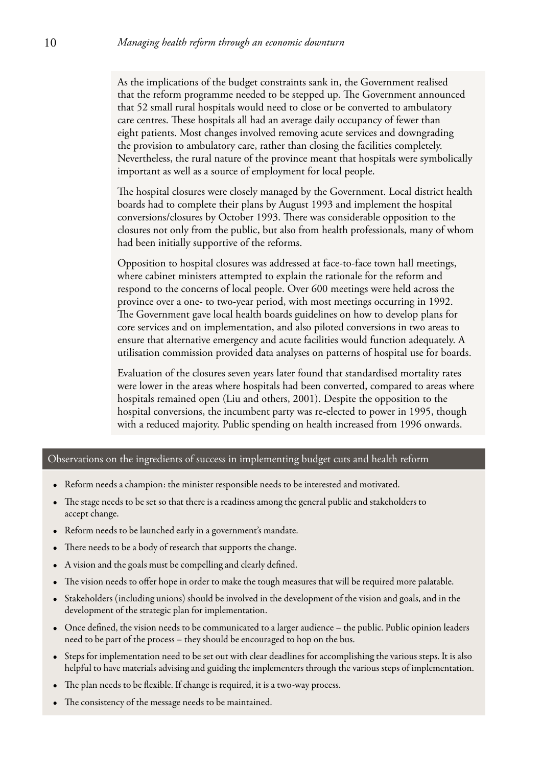As the implications of the budget constraints sank in, the Government realised that the reform programme needed to be stepped up. The Government announced that 52 small rural hospitals would need to close or be converted to ambulatory care centres. These hospitals all had an average daily occupancy of fewer than eight patients. Most changes involved removing acute services and downgrading the provision to ambulatory care, rather than closing the facilities completely. Nevertheless, the rural nature of the province meant that hospitals were symbolically important as well as a source of employment for local people.

The hospital closures were closely managed by the Government. Local district health boards had to complete their plans by August 1993 and implement the hospital conversions/closures by October 1993. There was considerable opposition to the closures not only from the public, but also from health professionals, many of whom had been initially supportive of the reforms.

Opposition to hospital closures was addressed at face-to-face town hall meetings, where cabinet ministers attempted to explain the rationale for the reform and respond to the concerns of local people. Over 600 meetings were held across the province over a one- to two-year period, with most meetings occurring in 1992. The Government gave local health boards guidelines on how to develop plans for core services and on implementation, and also piloted conversions in two areas to ensure that alternative emergency and acute facilities would function adequately. A utilisation commission provided data analyses on patterns of hospital use for boards.

Evaluation of the closures seven years later found that standardised mortality rates were lower in the areas where hospitals had been converted, compared to areas where hospitals remained open (Liu and others, 2001). Despite the opposition to the hospital conversions, the incumbent party was re-elected to power in 1995, though with a reduced majority. Public spending on health increased from 1996 onwards.

## Observations on the ingredients of success in implementing budget cuts and health reform

- Reform needs a champion: the minister responsible needs to be interested and motivated.
- The stage needs to be set so that there is a readiness among the general public and stakeholders to accept change.
- Reform needs to be launched early in a government's mandate.
- There needs to be a body of research that supports the change.
- A vision and the goals must be compelling and clearly defined.
- The vision needs to offer hope in order to make the tough measures that will be required more palatable.
- Stakeholders (including unions) should be involved in the development of the vision and goals, and in the development of the strategic plan for implementation.
- Once defined, the vision needs to be communicated to a larger audience – the public. Public opinion leaders need to be part of the process – they should be encouraged to hop on the bus.
- Steps for implementation need to be set out with clear deadlines for accomplishing the various steps. It is also helpful to have materials advising and guiding the implementers through the various steps of implementation.
- The plan needs to be flexible. If change is required, it is a two-way process.
- The consistency of the message needs to be maintained.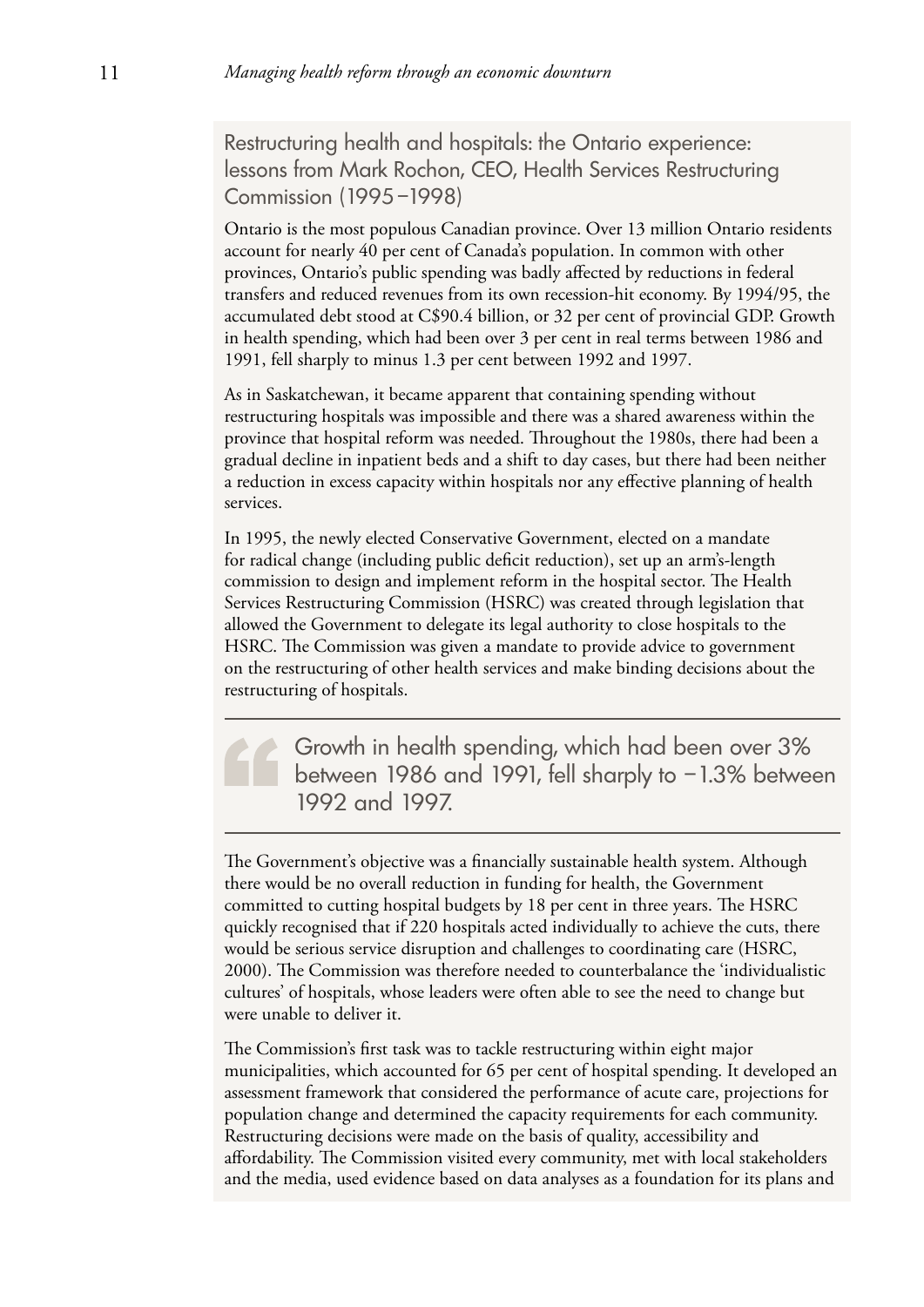## Restructuring health and hospitals: the Ontario experience: lessons from Mark Rochon, CEO, Health Services Restructuring Commission (1995–1998)

Ontario is the most populous Canadian province. Over 13 million Ontario residents account for nearly 40 per cent of Canada's population. In common with other provinces, Ontario's public spending was badly affected by reductions in federal transfers and reduced revenues from its own recession-hit economy. By 1994/95, the accumulated debt stood at C$90.4 billion, or 32 per cent of provincial GDP. Growth in health spending, which had been over 3 per cent in real terms between 1986 and 1991, fell sharply to minus 1.3 per cent between 1992 and 1997.

As in Saskatchewan, it became apparent that containing spending without restructuring hospitals was impossible and there was a shared awareness within the province that hospital reform was needed. Throughout the 1980s, there had been a gradual decline in inpatient beds and a shift to day cases, but there had been neither a reduction in excess capacity within hospitals nor any effective planning of health services.

In 1995, the newly elected Conservative Government, elected on a mandate for radical change (including public deficit reduction), set up an arm's-length commission to design and implement reform in the hospital sector. The Health Services Restructuring Commission (HSRC) was created through legislation that allowed the Government to delegate its legal authority to close hospitals to the HSRC. The Commission was given a mandate to provide advice to government on the restructuring of other health services and make binding decisions about the restructuring of hospitals.

> Growth in health spending, which had been over 3% between 1986 and 1991, fell sharply to −1.3% between 1992 and 1997.

The Government's objective was a financially sustainable health system. Although there would be no overall reduction in funding for health, the Government committed to cutting hospital budgets by 18 per cent in three years. The HSRC quickly recognised that if 220 hospitals acted individually to achieve the cuts, there would be serious service disruption and challenges to coordinating care (HSRC, 2000). The Commission was therefore needed to counterbalance the 'individualistic cultures' of hospitals, whose leaders were often able to see the need to change but were unable to deliver it.

The Commission's first task was to tackle restructuring within eight major municipalities, which accounted for 65 per cent of hospital spending. It developed an assessment framework that considered the performance of acute care, projections for population change and determined the capacity requirements for each community. Restructuring decisions were made on the basis of quality, accessibility and affordability. The Commission visited every community, met with local stakeholders and the media, used evidence based on data analyses as a foundation for its plans and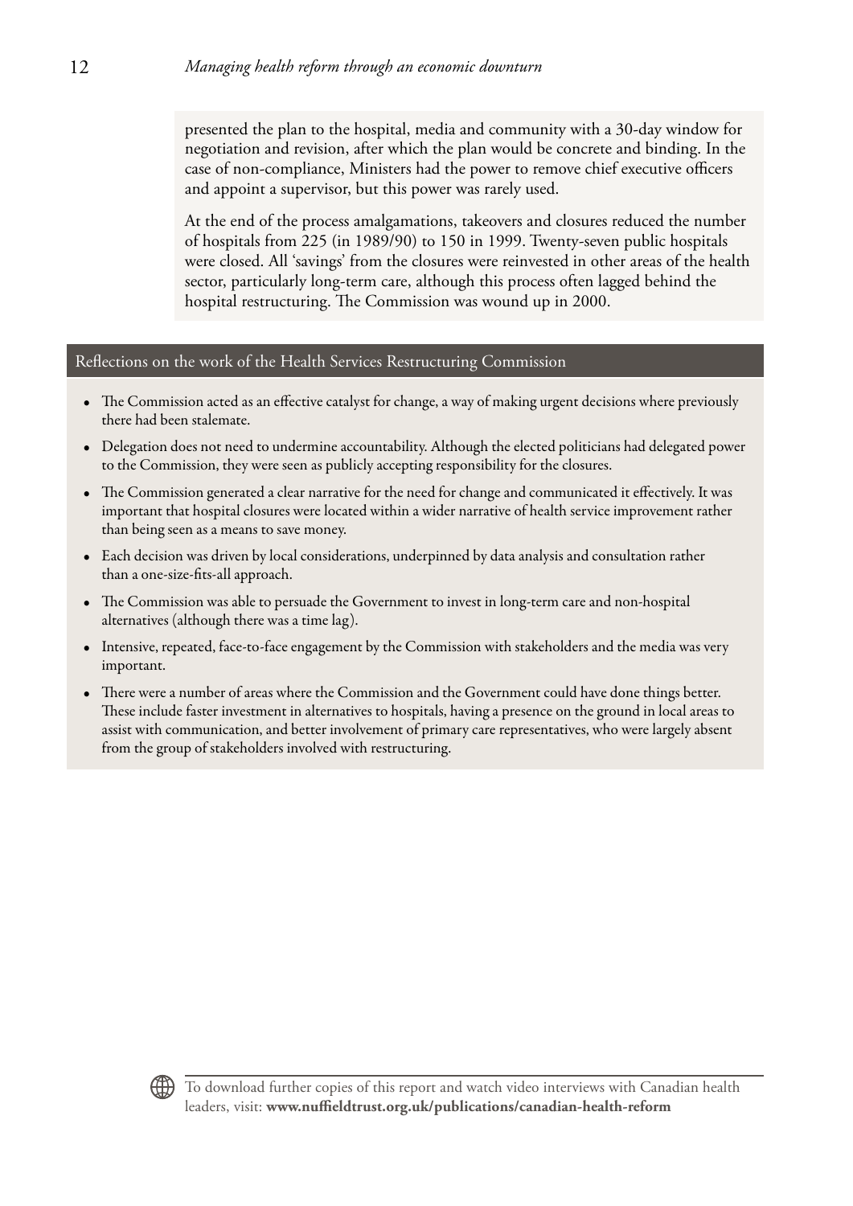presented the plan to the hospital, media and community with a 30-day window for negotiation and revision, after which the plan would be concrete and binding. In the case of non-compliance, Ministers had the power to remove chief executive officers and appoint a supervisor, but this power was rarely used.

At the end of the process amalgamations, takeovers and closures reduced the number of hospitals from 225 (in 1989/90) to 150 in 1999. Twenty-seven public hospitals were closed. All 'savings' from the closures were reinvested in other areas of the health sector, particularly long-term care, although this process often lagged behind the hospital restructuring. The Commission was wound up in 2000.

## Reflections on the work of the Health Services Restructuring Commission

- The Commission acted as an effective catalyst for change, a way of making urgent decisions where previously there had been stalemate.
- Delegation does not need to undermine accountability. Although the elected politicians had delegated power to the Commission, they were seen as publicly accepting responsibility for the closures.
- The Commission generated a clear narrative for the need for change and communicated it effectively. It was important that hospital closures were located within a wider narrative of health service improvement rather than being seen as a means to save money.
- Each decision was driven by local considerations, underpinned by data analysis and consultation rather than a one-size-fits-all approach.
- The Commission was able to persuade the Government to invest in long-term care and non-hospital alternatives (although there was a time lag).
- Intensive, repeated, face-to-face engagement by the Commission with stakeholders and the media was very important.
- There were a number of areas where the Commission and the Government could have done things better. These include faster investment in alternatives to hospitals, having a presence on the ground in local areas to assist with communication, and better involvement of primary care representatives, who were largely absent from the group of stakeholders involved with restructuring.

To download further copies of this report and watch video interviews with Canadian health leaders, visit: **www.nuffieldtrust.org.uk/publications/canadian-health-reform**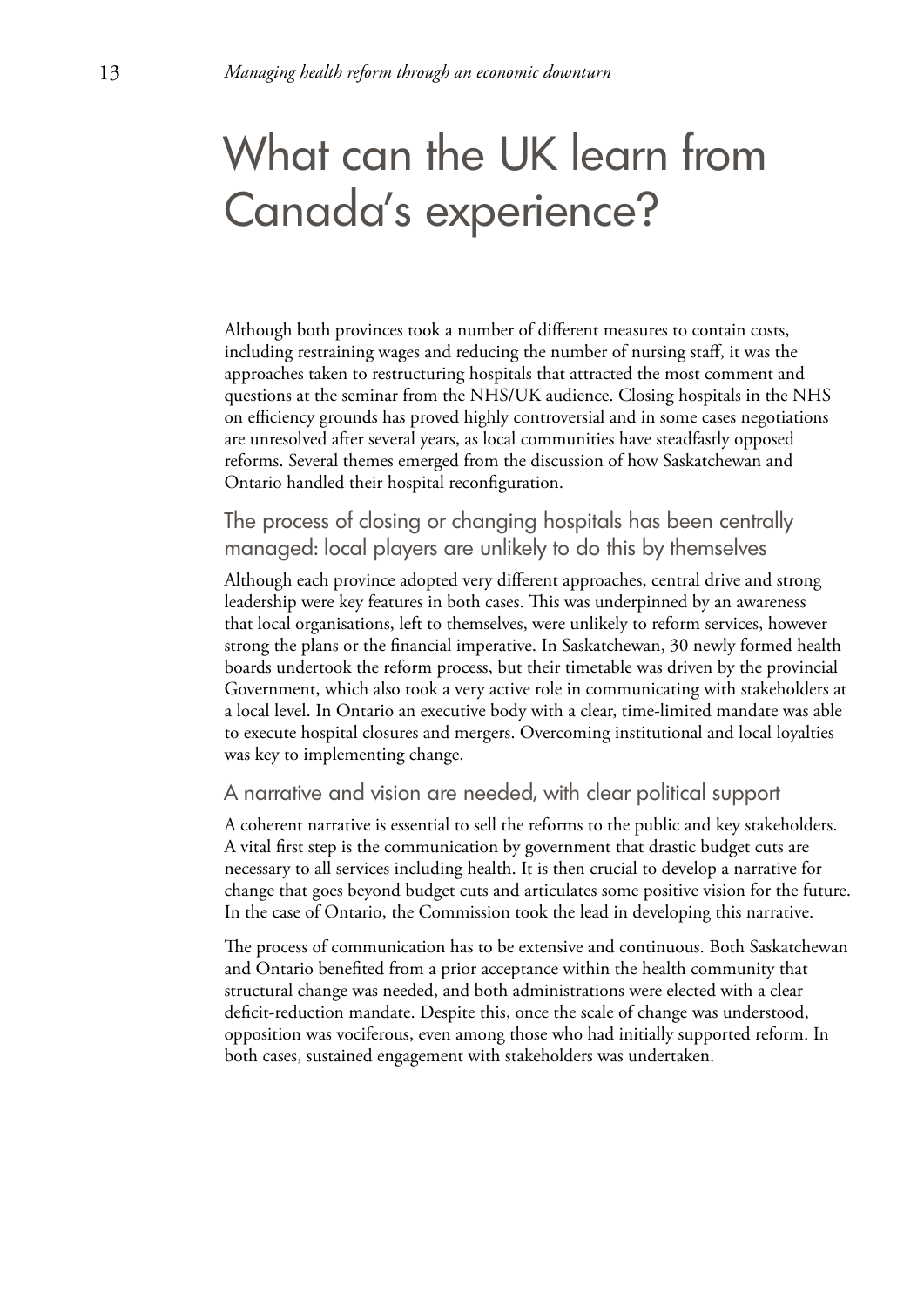# What can the UK learn from Canada's experience?

Although both provinces took a number of different measures to contain costs, including restraining wages and reducing the number of nursing staff, it was the approaches taken to restructuring hospitals that attracted the most comment and questions at the seminar from the NHS/UK audience. Closing hospitals in the NHS on efficiency grounds has proved highly controversial and in some cases negotiations are unresolved after several years, as local communities have steadfastly opposed reforms. Several themes emerged from the discussion of how Saskatchewan and Ontario handled their hospital reconfiguration.

## The process of closing or changing hospitals has been centrally managed: local players are unlikely to do this by themselves

Although each province adopted very different approaches, central drive and strong leadership were key features in both cases. This was underpinned by an awareness that local organisations, left to themselves, were unlikely to reform services, however strong the plans or the financial imperative. In Saskatchewan, 30 newly formed health boards undertook the reform process, but their timetable was driven by the provincial Government, which also took a very active role in communicating with stakeholders at a local level. In Ontario an executive body with a clear, time-limited mandate was able to execute hospital closures and mergers. Overcoming institutional and local loyalties was key to implementing change.

## A narrative and vision are needed, with clear political support

A coherent narrative is essential to sell the reforms to the public and key stakeholders. A vital first step is the communication by government that drastic budget cuts are necessary to all services including health. It is then crucial to develop a narrative for change that goes beyond budget cuts and articulates some positive vision for the future. In the case of Ontario, the Commission took the lead in developing this narrative.

The process of communication has to be extensive and continuous. Both Saskatchewan and Ontario benefited from a prior acceptance within the health community that structural change was needed, and both administrations were elected with a clear deficit-reduction mandate. Despite this, once the scale of change was understood, opposition was vociferous, even among those who had initially supported reform. In both cases, sustained engagement with stakeholders was undertaken.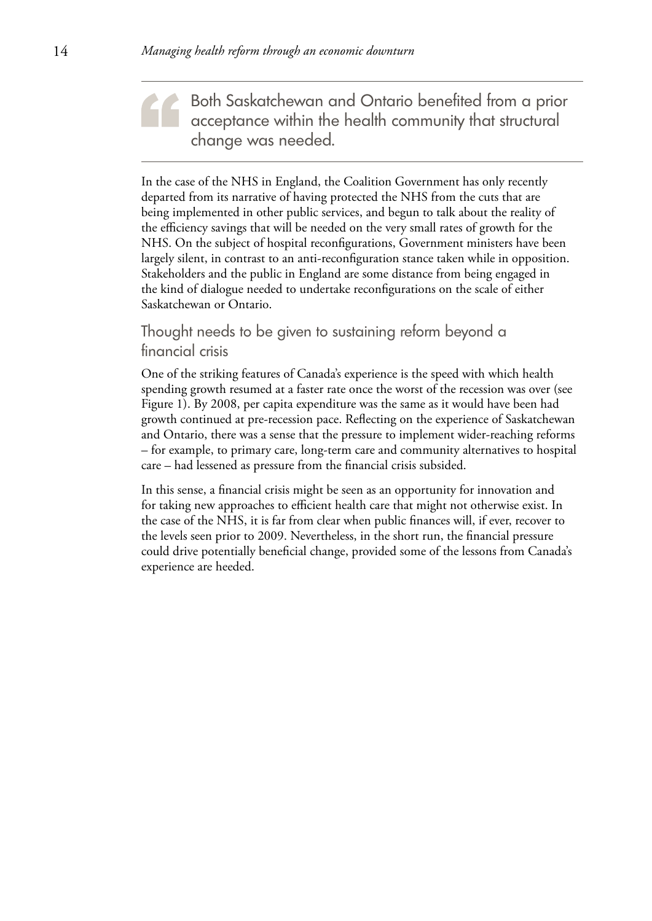> Both Saskatchewan and Ontario benefited from a prior acceptance within the health community that structural change was needed.

In the case of the NHS in England, the Coalition Government has only recently departed from its narrative of having protected the NHS from the cuts that are being implemented in other public services, and begun to talk about the reality of the efficiency savings that will be needed on the very small rates of growth for the NHS. On the subject of hospital reconfigurations, Government ministers have been largely silent, in contrast to an anti-reconfiguration stance taken while in opposition. Stakeholders and the public in England are some distance from being engaged in the kind of dialogue needed to undertake reconfigurations on the scale of either Saskatchewan or Ontario.

## Thought needs to be given to sustaining reform beyond a financial crisis

One of the striking features of Canada's experience is the speed with which health spending growth resumed at a faster rate once the worst of the recession was over (see Figure 1). By 2008, per capita expenditure was the same as it would have been had growth continued at pre-recession pace. Reflecting on the experience of Saskatchewan and Ontario, there was a sense that the pressure to implement wider-reaching reforms – for example, to primary care, long-term care and community alternatives to hospital care – had lessened as pressure from the financial crisis subsided.

In this sense, a financial crisis might be seen as an opportunity for innovation and for taking new approaches to efficient health care that might not otherwise exist. In the case of the NHS, it is far from clear when public finances will, if ever, recover to the levels seen prior to 2009. Nevertheless, in the short run, the financial pressure could drive potentially beneficial change, provided some of the lessons from Canada's experience are heeded.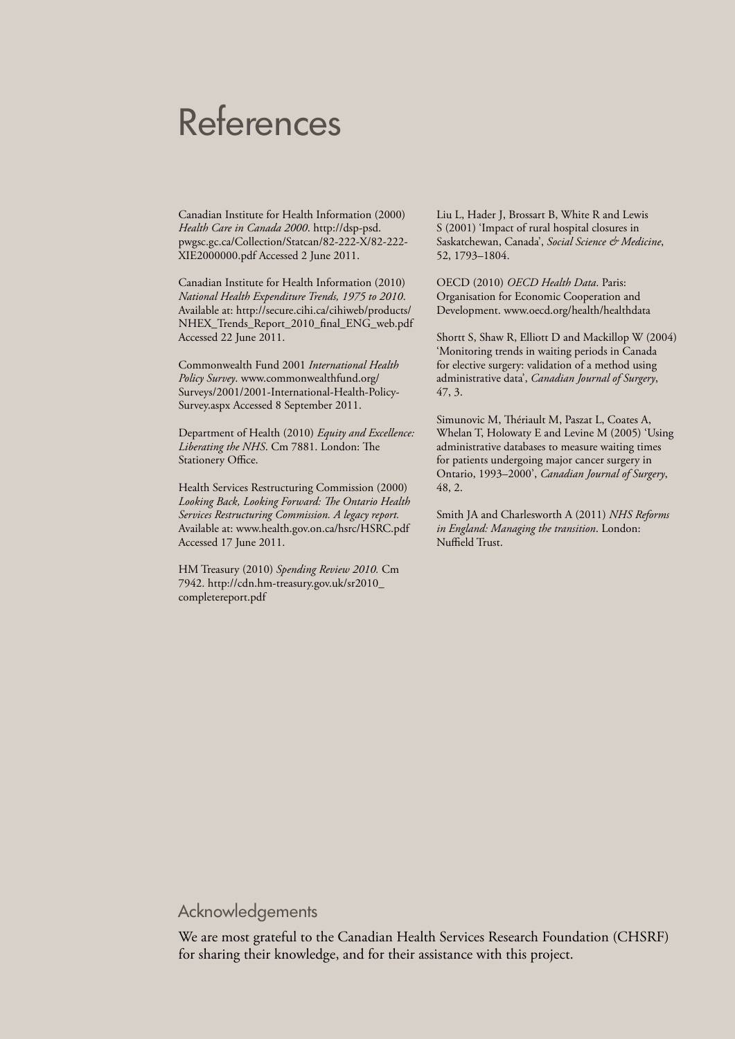# References

Canadian Institute for Health Information (2000) *Health Care in Canada 2000*. http://dsp-psd.pwgsc.gc.ca/Collection/Statcan/82-222-X/82-222-XIE2000000.pdf Accessed 2 June 2011.

Canadian Institute for Health Information (2010) *National Health Expenditure Trends, 1975 to 2010*. Available at: http://secure.cihi.ca/cihiweb/products/NHEX_Trends_Report_2010_final_ENG_web.pdf Accessed 22 June 2011.

Commonwealth Fund 2001 *International Health Policy Survey*. www.commonwealthfund.org/Surveys/2001/2001-International-Health-Policy-Survey.aspx Accessed 8 September 2011.

Department of Health (2010) *Equity and Excellence: Liberating the NHS*. Cm 7881. London: The Stationery Office.

Health Services Restructuring Commission (2000) *Looking Back, Looking Forward: The Ontario Health Services Restructuring Commission. A legacy report.* Available at: www.health.gov.on.ca/hsrc/HSRC.pdf Accessed 17 June 2011.

HM Treasury (2010) *Spending Review 2010.* Cm 7942. http://cdn.hm-treasury.gov.uk/sr2010_completereport.pdf

Liu L, Hader J, Brossart B, White R and Lewis S (2001) 'Impact of rural hospital closures in Saskatchewan, Canada', *Social Science & Medicine*, 52, 1793–1804.

OECD (2010) *OECD Health Data*. Paris: Organisation for Economic Cooperation and Development. www.oecd.org/health/healthdata

Shortt S, Shaw R, Elliott D and Mackillop W (2004) 'Monitoring trends in waiting periods in Canada for elective surgery: validation of a method using administrative data', *Canadian Journal of Surgery*, 47, 3.

Simunovic M, Thériault M, Paszat L, Coates A, Whelan T, Holowaty E and Levine M (2005) 'Using administrative databases to measure waiting times for patients undergoing major cancer surgery in Ontario, 1993–2000', *Canadian Journal of Surgery*, 48, 2.

Smith JA and Charlesworth A (2011) *NHS Reforms in England: Managing the transition*. London: Nuffield Trust.

## Acknowledgements

We are most grateful to the Canadian Health Services Research Foundation (CHSRF) for sharing their knowledge, and for their assistance with this project.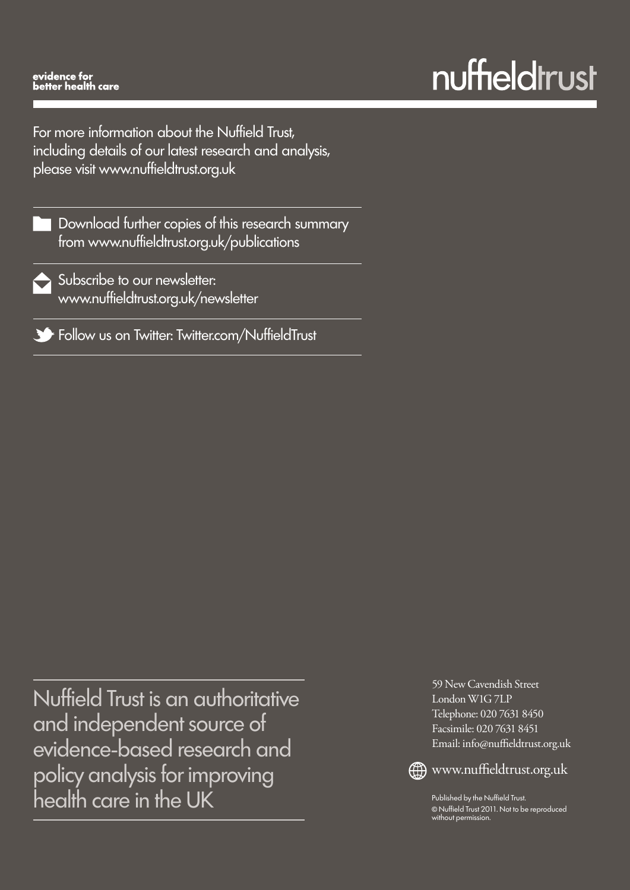**evidence for better health care**

# nuffieldtrust

For more information about the Nuffield Trust, including details of our latest research and analysis, please visit www.nuffieldtrust.org.uk

Download further copies of this research summary from www.nuffieldtrust.org.uk/publications

Subscribe to our newsletter: www.nuffieldtrust.org.uk/newsletter

Follow us on Twitter: Twitter.com/NuffieldTrust

Nuffield Trust is an authoritative and independent source of evidence-based research and policy analysis for improving health care in the UK

59 New Cavendish Street
London W1G 7LP
Telephone: 020 7631 8450
Facsimile: 020 7631 8451
Email: info@nuffieldtrust.org.uk

www.nuffieldtrust.org.uk

Published by the Nuffield Trust.
© Nuffield Trust 2011. Not to be reproduced without permission.